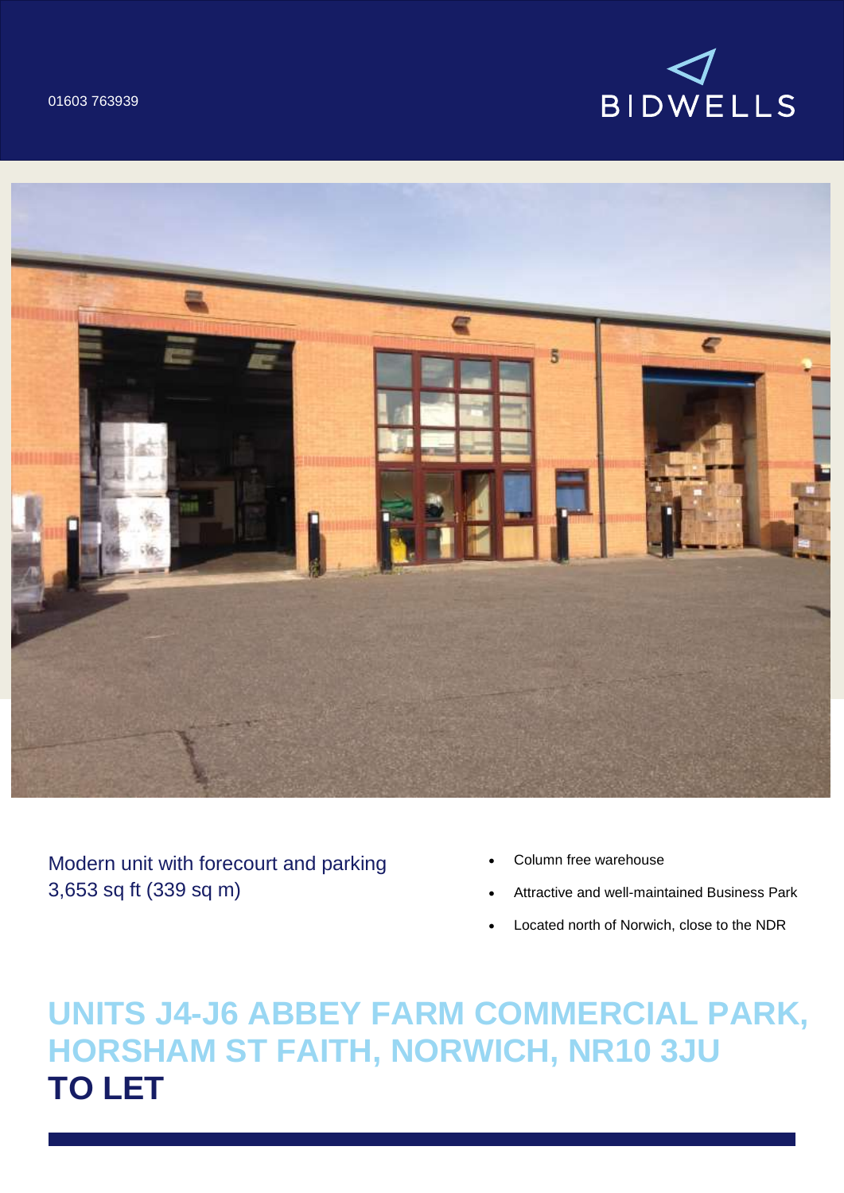01603 763939

BIDWELLS

Modern unit with forecourt and parking
3,653 sq ft (339 sq m)

- Column free warehouse
- Attractive and well-maintained Business Park
- Located north of Norwich, close to the NDR

# UNITS J4-J6 ABBEY FARM COMMERCIAL PARK, HORSHAM ST FAITH, NORWICH, NR10 3JU

# TO LET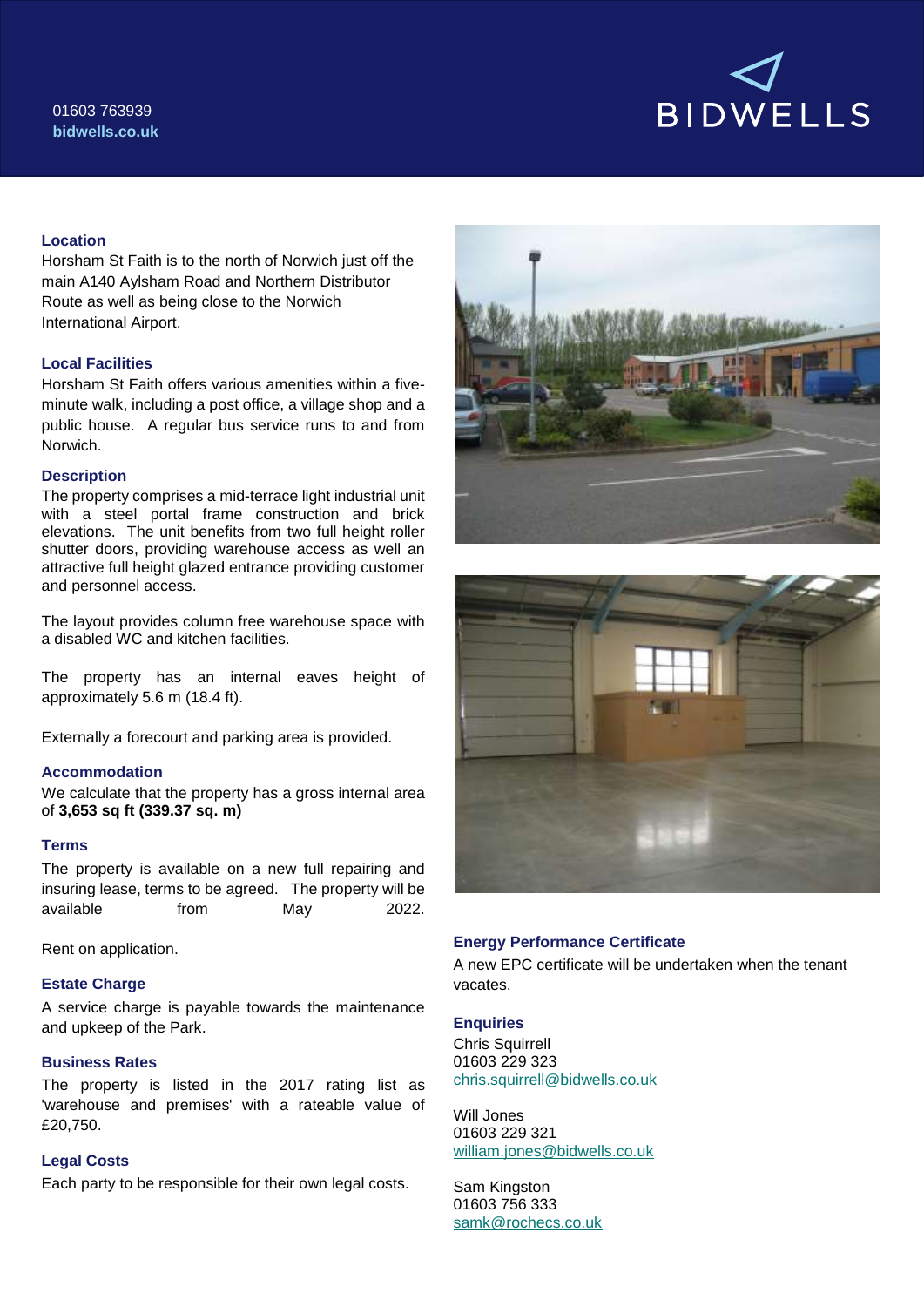## Location

Horsham St Faith is to the north of Norwich just off the main A140 Aylsham Road and Northern Distributor Route as well as being close to the Norwich International Airport.

## Local Facilities

Horsham St Faith offers various amenities within a five-minute walk, including a post office, a village shop and a public house. A regular bus service runs to and from Norwich.

## Description

The property comprises a mid-terrace light industrial unit with a steel portal frame construction and brick elevations. The unit benefits from two full height roller shutter doors, providing warehouse access as well an attractive full height glazed entrance providing customer and personnel access.

The layout provides column free warehouse space with a disabled WC and kitchen facilities.

The property has an internal eaves height of approximately 5.6 m (18.4 ft).

Externally a forecourt and parking area is provided.

## Accommodation

We calculate that the property has a gross internal area of **3,653 sq ft (339.37 sq. m)**

## Terms

The property is available on a new full repairing and insuring lease, terms to be agreed. The property will be available from May 2022.

Rent on application.

## Estate Charge

A service charge is payable towards the maintenance and upkeep of the Park.

## Business Rates

The property is listed in the 2017 rating list as 'warehouse and premises' with a rateable value of £20,750.

## Legal Costs

Each party to be responsible for their own legal costs.

## Energy Performance Certificate

A new EPC certificate will be undertaken when the tenant vacates.

## Enquiries

Chris Squirrell
01603 229 323
chris.squirrell@bidwells.co.uk

Will Jones
01603 229 321
william.jones@bidwells.co.uk

Sam Kingston
01603 756 333
samk@rochecs.co.uk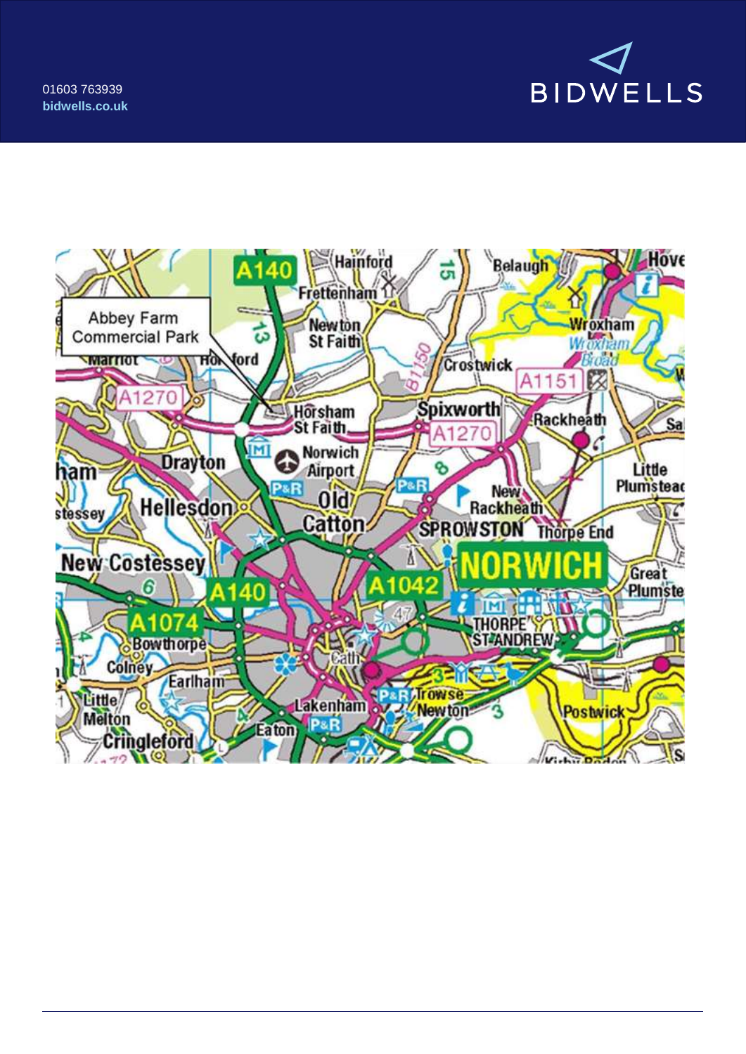Abbey Farm Commercial Park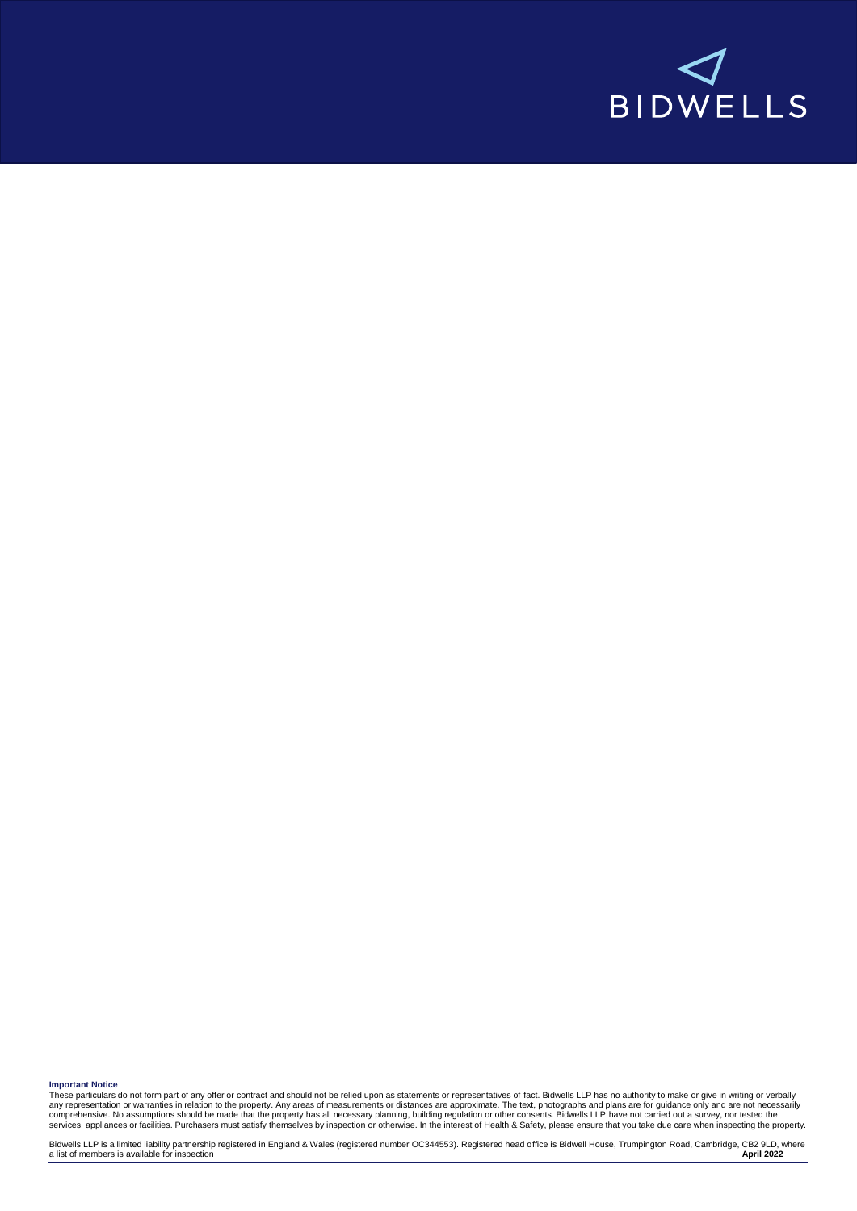BIDWELLS

**Important Notice**

These particulars do not form part of any offer or contract and should not be relied upon as statements or representatives of fact. Bidwells LLP has no authority to make or give in writing or verbally any representation or warranties in relation to the property. Any areas of measurements or distances are approximate. The text, photographs and plans are for guidance only and are not necessarily comprehensive. No assumptions should be made that the property has all necessary planning, building regulation or other consents. Bidwells LLP have not carried out a survey, nor tested the services, appliances or facilities. Purchasers must satisfy themselves by inspection or otherwise. In the interest of Health & Safety, please ensure that you take due care when inspecting the property.

Bidwells LLP is a limited liability partnership registered in England & Wales (registered number OC344553). Registered head office is Bidwell House, Trumpington Road, Cambridge, CB2 9LD, where a list of members is available for inspection

**April 2022**